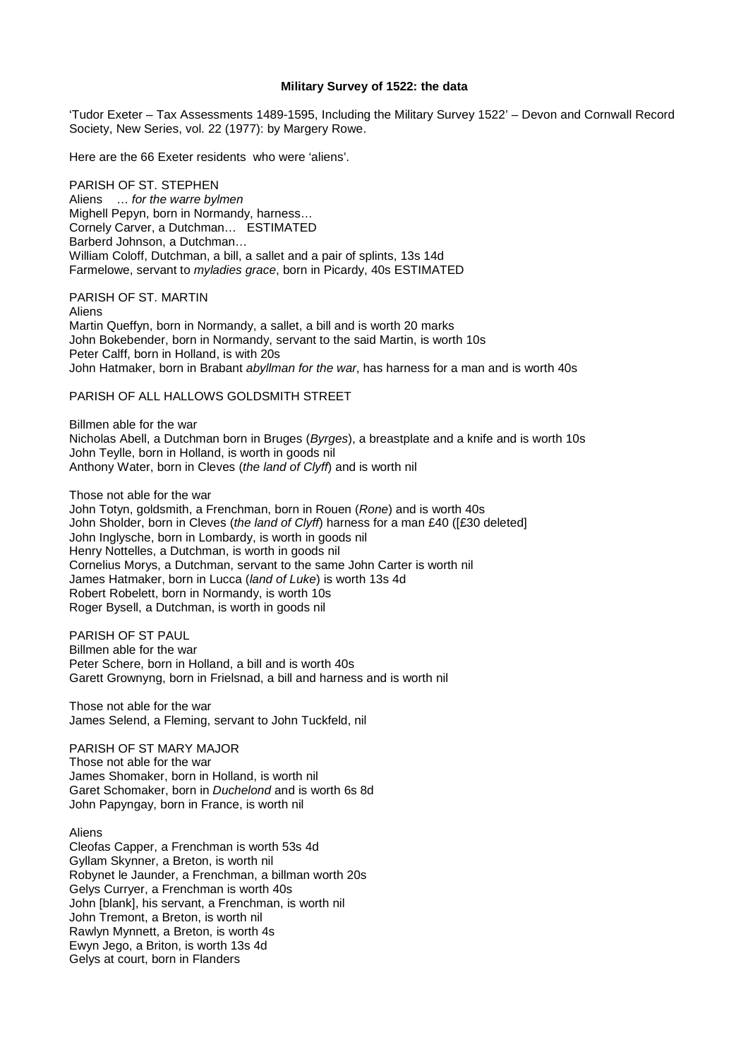**Military Survey of 1522: the data**

'Tudor Exeter – Tax Assessments 1489-1595, Including the Military Survey 1522' – Devon and Cornwall Record Society, New Series, vol. 22 (1977): by Margery Rowe.

Here are the 66 Exeter residents who were 'aliens'.

PARISH OF ST. STEPHEN
Aliens … *for the warre bylmen*
Mighell Pepyn, born in Normandy, harness…
Cornely Carver, a Dutchman… ESTIMATED
Barberd Johnson, a Dutchman…
William Coloff, Dutchman, a bill, a sallet and a pair of splints, 13s 14d
Farmelowe, servant to *myladies grace*, born in Picardy, 40s ESTIMATED

PARISH OF ST. MARTIN
Aliens
Martin Queffyn, born in Normandy, a sallet, a bill and is worth 20 marks
John Bokebender, born in Normandy, servant to the said Martin, is worth 10s
Peter Calff, born in Holland, is with 20s
John Hatmaker, born in Brabant *abyllman for the war*, has harness for a man and is worth 40s

PARISH OF ALL HALLOWS GOLDSMITH STREET

Billmen able for the war
Nicholas Abell, a Dutchman born in Bruges (*Byrges*), a breastplate and a knife and is worth 10s
John Teylle, born in Holland, is worth in goods nil
Anthony Water, born in Cleves (*the land of Clyff*) and is worth nil

Those not able for the war
John Totyn, goldsmith, a Frenchman, born in Rouen (*Rone*) and is worth 40s
John Sholder, born in Cleves (*the land of Clyff*) harness for a man £40 ([£30 deleted]
John Inglysche, born in Lombardy, is worth in goods nil
Henry Nottelles, a Dutchman, is worth in goods nil
Cornelius Morys, a Dutchman, servant to the same John Carter is worth nil
James Hatmaker, born in Lucca (*land of Luke*) is worth 13s 4d
Robert Robelett, born in Normandy, is worth 10s
Roger Bysell, a Dutchman, is worth in goods nil

PARISH OF ST PAUL
Billmen able for the war
Peter Schere, born in Holland, a bill and is worth 40s
Garett Grownyng, born in Frielsnad, a bill and harness and is worth nil

Those not able for the war
James Selend, a Fleming, servant to John Tuckfeld, nil

PARISH OF ST MARY MAJOR
Those not able for the war
James Shomaker, born in Holland, is worth nil
Garet Schomaker, born in *Duchelond* and is worth 6s 8d
John Papyngay, born in France, is worth nil

Aliens
Cleofas Capper, a Frenchman is worth 53s 4d
Gyllam Skynner, a Breton, is worth nil
Robynet le Jaunder, a Frenchman, a billman worth 20s
Gelys Curryer, a Frenchman is worth 40s
John [blank], his servant, a Frenchman, is worth nil
John Tremont, a Breton, is worth nil
Rawlyn Mynnett, a Breton, is worth 4s
Ewyn Jego, a Briton, is worth 13s 4d
Gelys at court, born in Flanders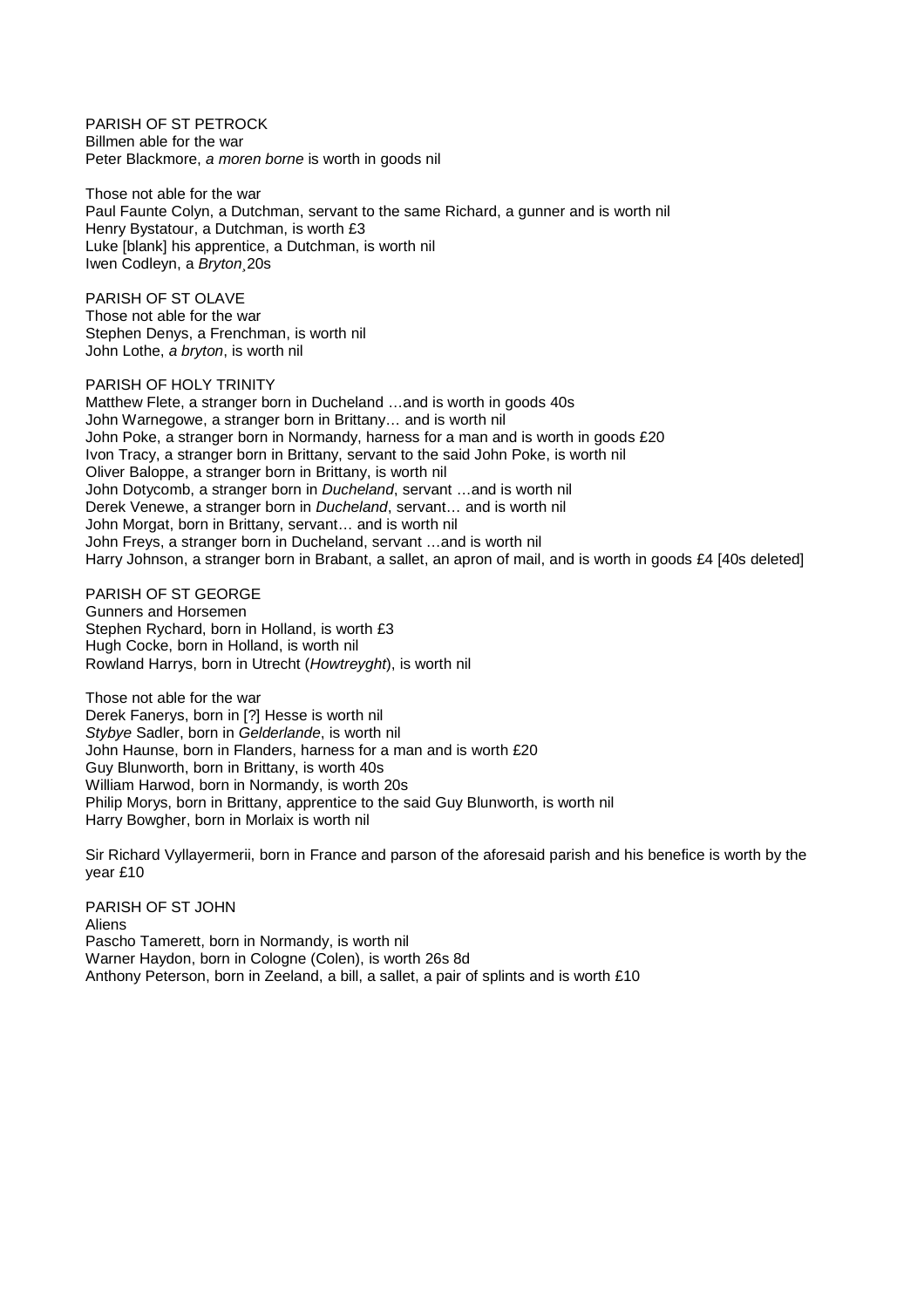PARISH OF ST PETROCK
Billmen able for the war
Peter Blackmore, *a moren borne* is worth in goods nil

Those not able for the war
Paul Faunte Colyn, a Dutchman, servant to the same Richard, a gunner and is worth nil
Henry Bystatour, a Dutchman, is worth £3
Luke [blank] his apprentice, a Dutchman, is worth nil
Iwen Codleyn, a *Bryton*¸20s

PARISH OF ST OLAVE
Those not able for the war
Stephen Denys, a Frenchman, is worth nil
John Lothe, *a bryton*, is worth nil

PARISH OF HOLY TRINITY
Matthew Flete, a stranger born in Ducheland …and is worth in goods 40s
John Warnegowe, a stranger born in Brittany… and is worth nil
John Poke, a stranger born in Normandy, harness for a man and is worth in goods £20
Ivon Tracy, a stranger born in Brittany, servant to the said John Poke, is worth nil
Oliver Baloppe, a stranger born in Brittany, is worth nil
John Dotycomb, a stranger born in *Ducheland*, servant …and is worth nil
Derek Venewe, a stranger born in *Ducheland*, servant… and is worth nil
John Morgat, born in Brittany, servant… and is worth nil
John Freys, a stranger born in Ducheland, servant …and is worth nil
Harry Johnson, a stranger born in Brabant, a sallet, an apron of mail, and is worth in goods £4 [40s deleted]

PARISH OF ST GEORGE
Gunners and Horsemen
Stephen Rychard, born in Holland, is worth £3
Hugh Cocke, born in Holland, is worth nil
Rowland Harrys, born in Utrecht (*Howtreyght*), is worth nil

Those not able for the war
Derek Fanerys, born in [?] Hesse is worth nil
*Stybye* Sadler, born in *Gelderlande*, is worth nil
John Haunse, born in Flanders, harness for a man and is worth £20
Guy Blunworth, born in Brittany, is worth 40s
William Harwod, born in Normandy, is worth 20s
Philip Morys, born in Brittany, apprentice to the said Guy Blunworth, is worth nil
Harry Bowgher, born in Morlaix is worth nil

Sir Richard Vyllayermerii, born in France and parson of the aforesaid parish and his benefice is worth by the year £10

PARISH OF ST JOHN
Aliens
Pascho Tamerett, born in Normandy, is worth nil
Warner Haydon, born in Cologne (Colen), is worth 26s 8d
Anthony Peterson, born in Zeeland, a bill, a sallet, a pair of splints and is worth £10